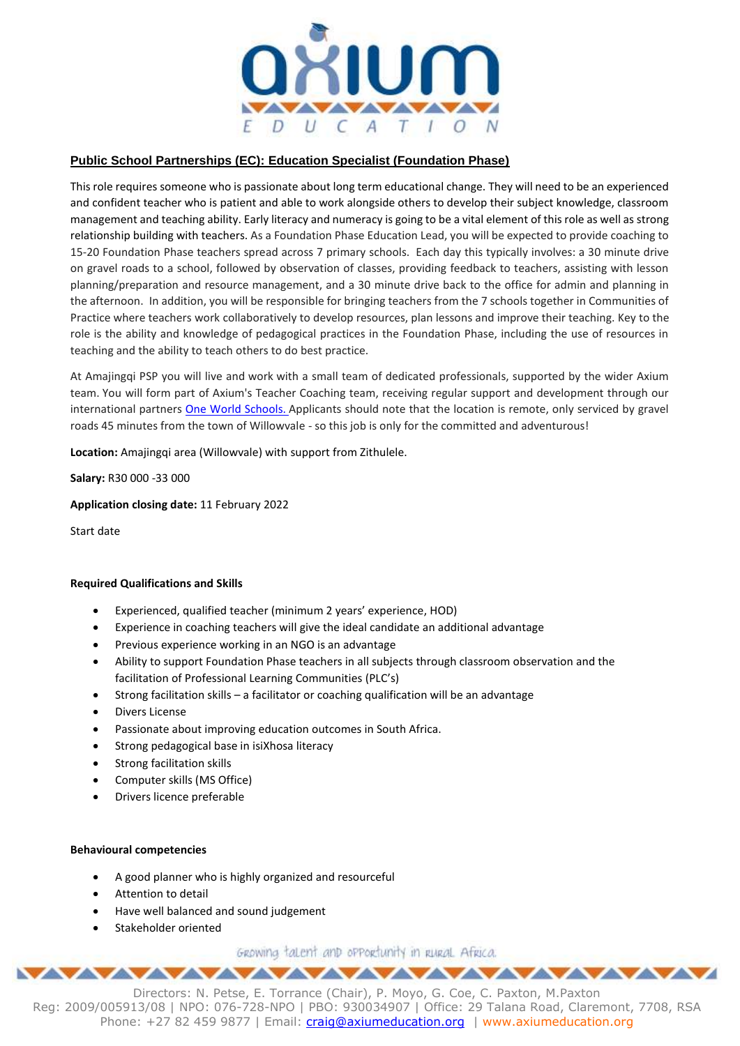## Public School Partnerships (EC): Education Specialist (Foundation Phase)

This role requires someone who is passionate about long term educational change. They will need to be an experienced and confident teacher who is patient and able to work alongside others to develop their subject knowledge, classroom management and teaching ability. Early literacy and numeracy is going to be a vital element of this role as well as strong relationship building with teachers. As a Foundation Phase Education Lead, you will be expected to provide coaching to 15-20 Foundation Phase teachers spread across 7 primary schools. Each day this typically involves: a 30 minute drive on gravel roads to a school, followed by observation of classes, providing feedback to teachers, assisting with lesson planning/preparation and resource management, and a 30 minute drive back to the office for admin and planning in the afternoon. In addition, you will be responsible for bringing teachers from the 7 schools together in Communities of Practice where teachers work collaboratively to develop resources, plan lessons and improve their teaching. Key to the role is the ability and knowledge of pedagogical practices in the Foundation Phase, including the use of resources in teaching and the ability to teach others to do best practice.

At Amajingqi PSP you will live and work with a small team of dedicated professionals, supported by the wider Axium team. You will form part of Axium's Teacher Coaching team, receiving regular support and development through our international partners One World Schools. Applicants should note that the location is remote, only serviced by gravel roads 45 minutes from the town of Willowvale - so this job is only for the committed and adventurous!

**Location:** Amajingqi area (Willowvale) with support from Zithulele.

**Salary:** R30 000 -33 000

**Application closing date:** 11 February 2022

Start date

**Required Qualifications and Skills**

- Experienced, qualified teacher (minimum 2 years' experience, HOD)
- Experience in coaching teachers will give the ideal candidate an additional advantage
- Previous experience working in an NGO is an advantage
- Ability to support Foundation Phase teachers in all subjects through classroom observation and the facilitation of Professional Learning Communities (PLC's)
- Strong facilitation skills – a facilitator or coaching qualification will be an advantage
- Divers License
- Passionate about improving education outcomes in South Africa.
- Strong pedagogical base in isiXhosa literacy
- Strong facilitation skills
- Computer skills (MS Office)
- Drivers licence preferable

**Behavioural competencies**

- A good planner who is highly organized and resourceful
- Attention to detail
- Have well balanced and sound judgement
- Stakeholder oriented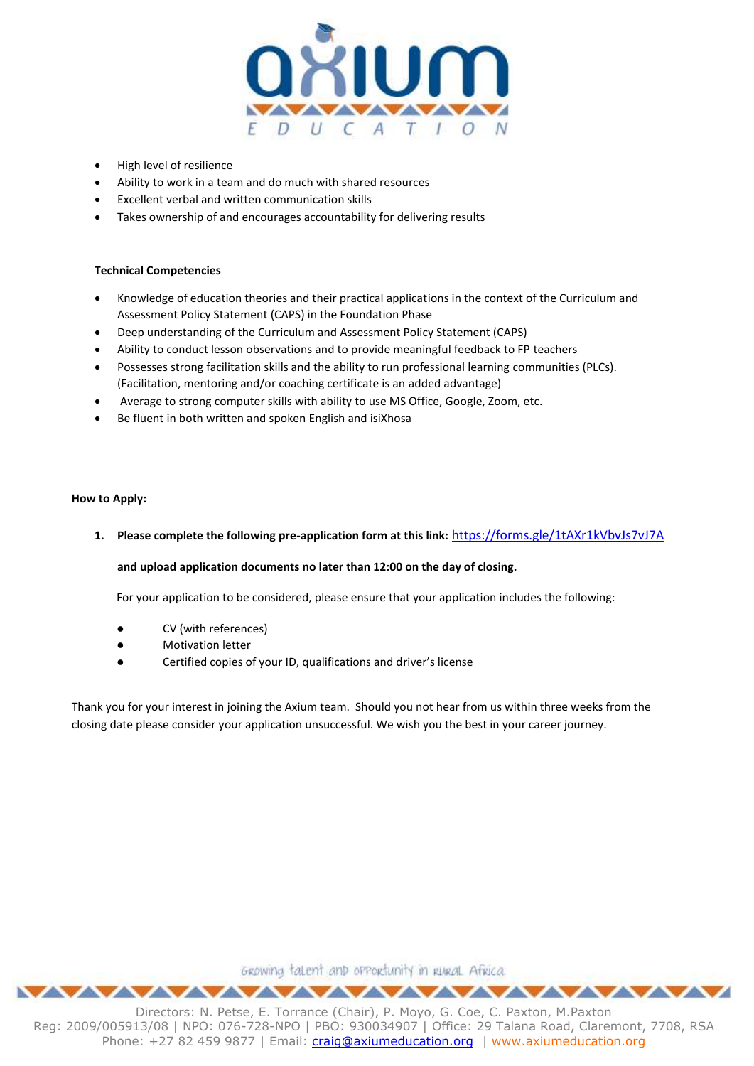- High level of resilience
- Ability to work in a team and do much with shared resources
- Excellent verbal and written communication skills
- Takes ownership of and encourages accountability for delivering results

**Technical Competencies**

- Knowledge of education theories and their practical applications in the context of the Curriculum and Assessment Policy Statement (CAPS) in the Foundation Phase
- Deep understanding of the Curriculum and Assessment Policy Statement (CAPS)
- Ability to conduct lesson observations and to provide meaningful feedback to FP teachers
- Possesses strong facilitation skills and the ability to run professional learning communities (PLCs). (Facilitation, mentoring and/or coaching certificate is an added advantage)
- Average to strong computer skills with ability to use MS Office, Google, Zoom, etc.
- Be fluent in both written and spoken English and isiXhosa

**How to Apply:**

1. **Please complete the following pre-application form at this link:** https://forms.gle/1tAXr1kVbvJs7vJ7A

   **and upload application documents no later than 12:00 on the day of closing.**

   For your application to be considered, please ensure that your application includes the following:

   - CV (with references)
   - Motivation letter
   - Certified copies of your ID, qualifications and driver's license

Thank you for your interest in joining the Axium team. Should you not hear from us within three weeks from the closing date please consider your application unsuccessful. We wish you the best in your career journey.